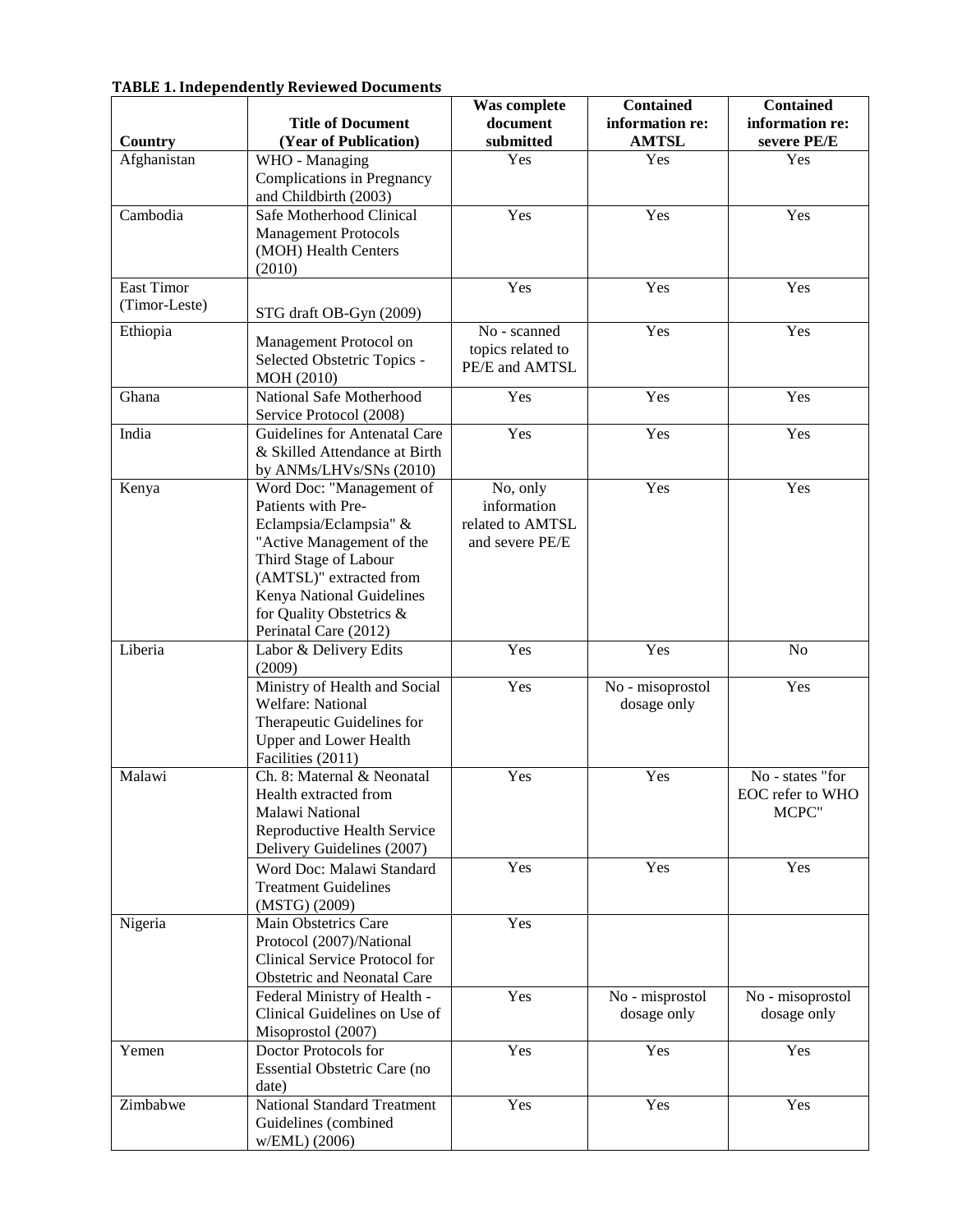**TABLE 1. Independently Reviewed Documents**

| Country | Title of Document (Year of Publication) | Was complete document submitted | Contained information re: AMTSL | Contained information re: severe PE/E |
|---|---|---|---|---|
| Afghanistan | WHO - Managing Complications in Pregnancy and Childbirth (2003) | Yes | Yes | Yes |
| Cambodia | Safe Motherhood Clinical Management Protocols (MOH) Health Centers (2010) | Yes | Yes | Yes |
| East Timor (Timor-Leste) | STG draft OB-Gyn (2009) | Yes | Yes | Yes |
| Ethiopia | Management Protocol on Selected Obstetric Topics - MOH (2010) | No - scanned topics related to PE/E and AMTSL | Yes | Yes |
| Ghana | National Safe Motherhood Service Protocol (2008) | Yes | Yes | Yes |
| India | Guidelines for Antenatal Care & Skilled Attendance at Birth by ANMs/LHVs/SNs (2010) | Yes | Yes | Yes |
| Kenya | Word Doc: "Management of Patients with Pre-Eclampsia/Eclampsia" & "Active Management of the Third Stage of Labour (AMTSL)" extracted from Kenya National Guidelines for Quality Obstetrics & Perinatal Care (2012) | No, only information related to AMTSL and severe PE/E | Yes | Yes |
| Liberia | Labor & Delivery Edits (2009) | Yes | Yes | No |
| | Ministry of Health and Social Welfare: National Therapeutic Guidelines for Upper and Lower Health Facilities (2011) | Yes | No - misoprostol dosage only | Yes |
| Malawi | Ch. 8: Maternal & Neonatal Health extracted from Malawi National Reproductive Health Service Delivery Guidelines (2007) | Yes | Yes | No - states "for EOC refer to WHO MCPC" |
| | Word Doc: Malawi Standard Treatment Guidelines (MSTG) (2009) | Yes | Yes | Yes |
| Nigeria | Main Obstetrics Care Protocol (2007)/National Clinical Service Protocol for Obstetric and Neonatal Care | Yes | | |
| | Federal Ministry of Health - Clinical Guidelines on Use of Misoprostol (2007) | Yes | No - misprostol dosage only | No - misoprostol dosage only |
| Yemen | Doctor Protocols for Essential Obstetric Care (no date) | Yes | Yes | Yes |
| Zimbabwe | National Standard Treatment Guidelines (combined w/EML) (2006) | Yes | Yes | Yes |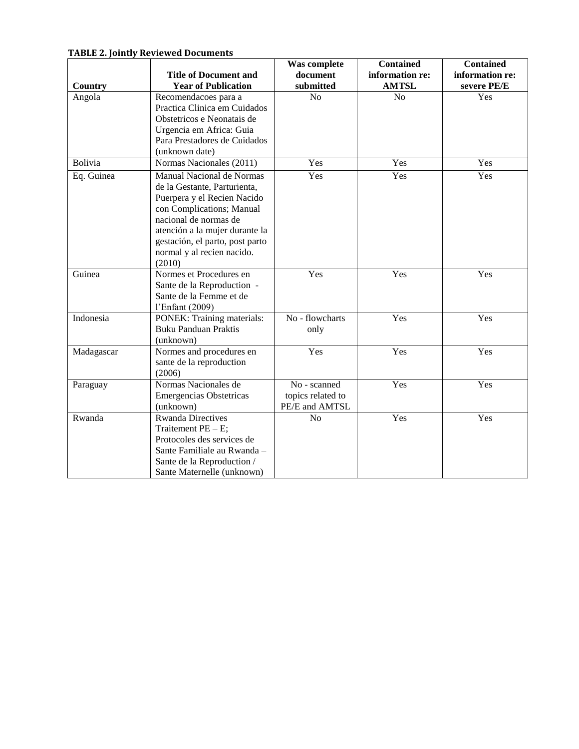**TABLE 2. Jointly Reviewed Documents**

| Country | Title of Document and Year of Publication | Was complete document submitted | Contained information re: AMTSL | Contained information re: severe PE/E |
|---|---|---|---|---|
| Angola | Recomendacoes para a Practica Clinica em Cuidados Obstetricos e Neonatais de Urgencia em Africa: Guia Para Prestadores de Cuidados (unknown date) | No | No | Yes |
| Bolivia | Normas Nacionales (2011) | Yes | Yes | Yes |
| Eq. Guinea | Manual Nacional de Normas de la Gestante, Parturienta, Puerpera y el Recien Nacido con Complications; Manual nacional de normas de atención a la mujer durante la gestación, el parto, post parto normal y al recien nacido. (2010) | Yes | Yes | Yes |
| Guinea | Normes et Procedures en Sante de la Reproduction - Sante de la Femme et de l'Enfant (2009) | Yes | Yes | Yes |
| Indonesia | PONEK: Training materials: Buku Panduan Praktis (unknown) | No - flowcharts only | Yes | Yes |
| Madagascar | Normes and procedures en sante de la reproduction (2006) | Yes | Yes | Yes |
| Paraguay | Normas Nacionales de Emergencias Obstetricas (unknown) | No - scanned topics related to PE/E and AMTSL | Yes | Yes |
| Rwanda | Rwanda Directives Traitement PE – E; Protocoles des services de Sante Familiale au Rwanda – Sante de la Reproduction / Sante Maternelle (unknown) | No | Yes | Yes |